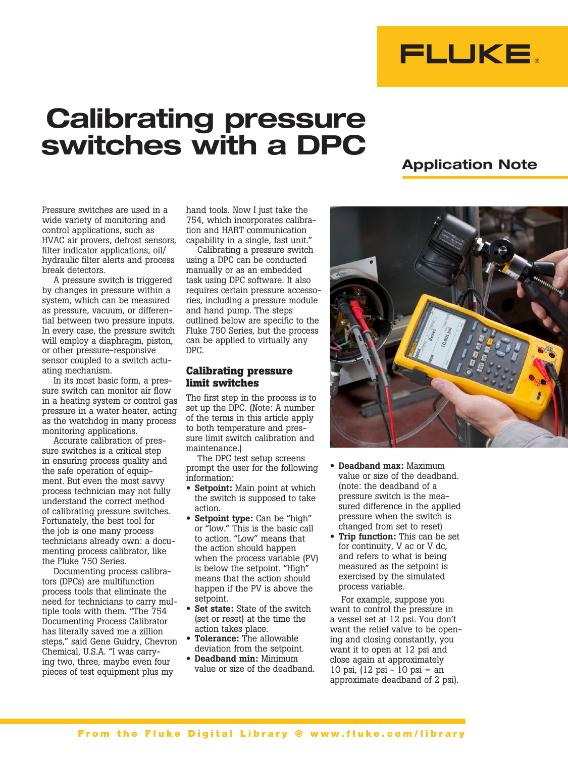# Calibrating pressure switches with a DPC

## Application Note

Pressure switches are used in a wide variety of monitoring and control applications, such as HVAC air provers, defrost sensors, filter indicator applications, oil/hydraulic filter alerts and process break detectors.

A pressure switch is triggered by changes in pressure within a system, which can be measured as pressure, vacuum, or differential between two pressure inputs. In every case, the pressure switch will employ a diaphragm, piston, or other pressure-responsive sensor coupled to a switch actuating mechanism.

In its most basic form, a pressure switch can monitor air flow in a heating system or control gas pressure in a water heater, acting as the watchdog in many process monitoring applications.

Accurate calibration of pressure switches is a critical step in ensuring process quality and the safe operation of equipment. But even the most savvy process technician may not fully understand the correct method of calibrating pressure switches. Fortunately, the best tool for the job is one many process technicians already own: a documenting process calibrator, like the Fluke 750 Series.

Documenting process calibrators (DPCs) are multifunction process tools that eliminate the need for technicians to carry multiple tools with them. "The 754 Documenting Process Calibrator has literally saved me a zillion steps," said Gene Guidry, Chevron Chemical, U.S.A. "I was carrying two, three, maybe even four pieces of test equipment plus my hand tools. Now I just take the 754, which incorporates calibration and HART communication capability in a single, fast unit."

Calibrating a pressure switch using a DPC can be conducted manually or as an embedded task using DPC software. It also requires certain pressure accessories, including a pressure module and hand pump. The steps outlined below are specific to the Fluke 750 Series, but the process can be applied to virtually any DPC.

### Calibrating pressure limit switches

The first step in the process is to set up the DPC. (Note: A number of the terms in this article apply to both temperature and pressure limit switch calibration and maintenance.)

The DPC test setup screens prompt the user for the following information:

- **Setpoint:** Main point at which the switch is supposed to take action.
- **Setpoint type:** Can be "high" or "low." This is the basic call to action. "Low" means that the action should happen when the process variable (PV) is below the setpoint. "High" means that the action should happen if the PV is above the setpoint.
- **Set state:** State of the switch (set or reset) at the time the action takes place.
- **Tolerance:** The allowable deviation from the setpoint.
- **Deadband min:** Minimum value or size of the deadband.
- **Deadband max:** Maximum value or size of the deadband. (note: the deadband of a pressure switch is the measured difference in the applied pressure when the switch is changed from set to reset)
- **Trip function:** This can be set for continuity, V ac or V dc, and refers to what is being measured as the setpoint is exercised by the simulated process variable.

For example, suppose you want to control the pressure in a vessel set at 12 psi. You don't want the relief valve to be opening and closing constantly, you want it to open at 12 psi and close again at approximately 10 psi, (12 psi - 10 psi = an approximate deadband of 2 psi).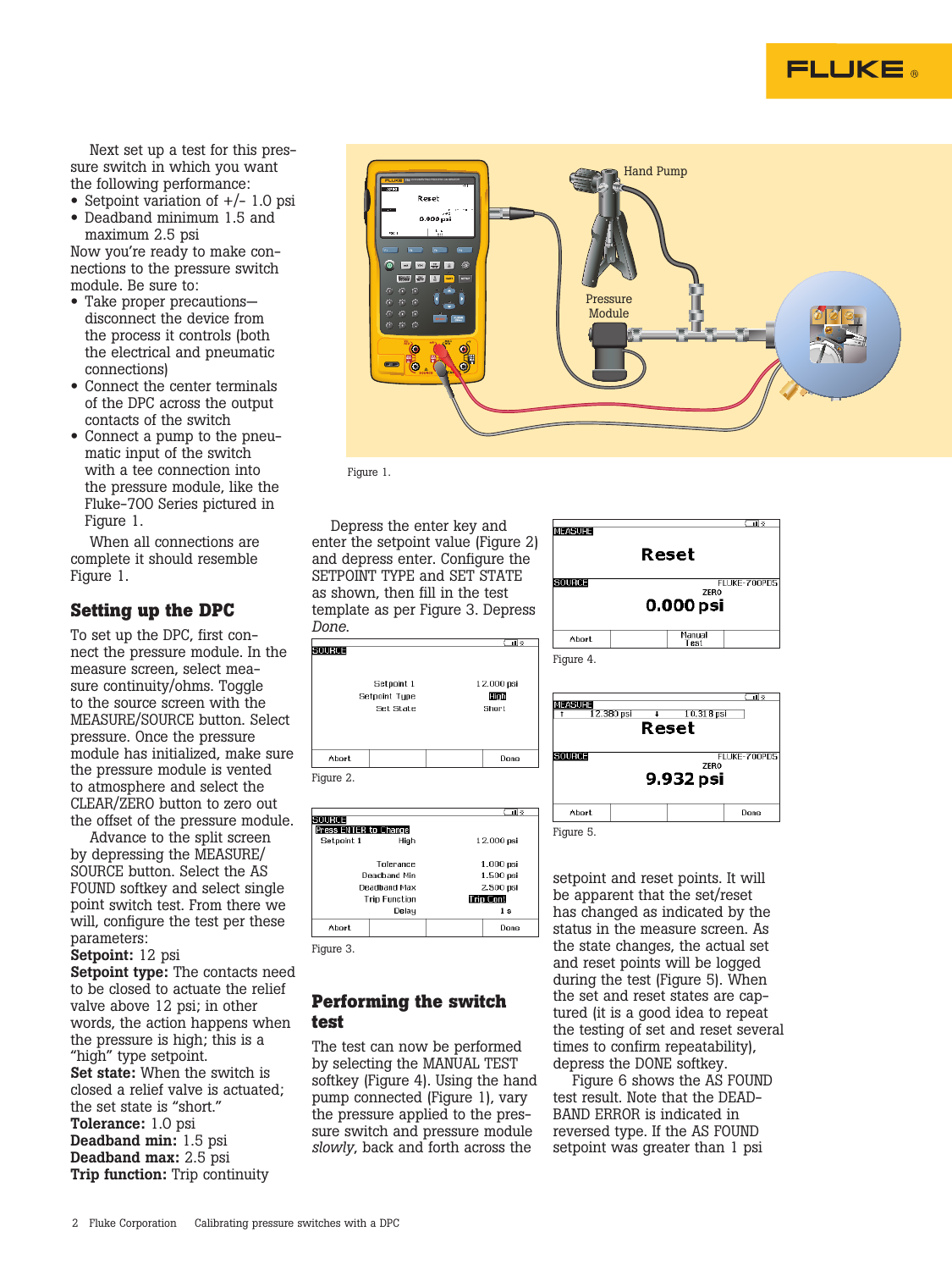Next set up a test for this pressure switch in which you want the following performance:

- Setpoint variation of +/- 1.0 psi
- Deadband minimum 1.5 and maximum 2.5 psi

Now you're ready to make connections to the pressure switch module. Be sure to:

- Take proper precautions—disconnect the device from the process it controls (both the electrical and pneumatic connections)
- Connect the center terminals of the DPC across the output contacts of the switch
- Connect a pump to the pneumatic input of the switch with a tee connection into the pressure module, like the Fluke-700 Series pictured in Figure 1.

When all connections are complete it should resemble Figure 1.

Figure 1.

## Setting up the DPC

To set up the DPC, first connect the pressure module. In the measure screen, select measure continuity/ohms. Toggle to the source screen with the MEASURE/SOURCE button. Select pressure. Once the pressure module has initialized, make sure the pressure module is vented to atmosphere and select the CLEAR/ZERO button to zero out the offset of the pressure module.

Advance to the split screen by depressing the MEASURE/SOURCE button. Select the AS FOUND softkey and select single point switch test. From there we will, configure the test per these parameters:

**Setpoint:** 12 psi
**Setpoint type:** The contacts need to be closed to actuate the relief valve above 12 psi; in other words, the action happens when the pressure is high; this is a "high" type setpoint.
**Set state:** When the switch is closed a relief valve is actuated; the set state is "short."
**Tolerance:** 1.0 psi
**Deadband min:** 1.5 psi
**Deadband max:** 2.5 psi
**Trip function:** Trip continuity

Depress the enter key and enter the setpoint value (Figure 2) and depress enter. Configure the SETPOINT TYPE and SET STATE as shown, then fill in the test template as per Figure 3. Depress *Done*.

Figure 2.

Figure 3.

## Performing the switch test

The test can now be performed by selecting the MANUAL TEST softkey (Figure 4). Using the hand pump connected (Figure 1), vary the pressure applied to the pressure switch and pressure module *slowly*, back and forth across the setpoint and reset points. It will be apparent that the set/reset has changed as indicated by the status in the measure screen. As the state changes, the actual set and reset points will be logged during the test (Figure 5). When the set and reset states are captured (it is a good idea to repeat the testing of set and reset several times to confirm repeatability), depress the DONE softkey.

Figure 4.

Figure 5.

Figure 6 shows the AS FOUND test result. Note that the DEADBAND ERROR is indicated in reversed type. If the AS FOUND setpoint was greater than 1 psi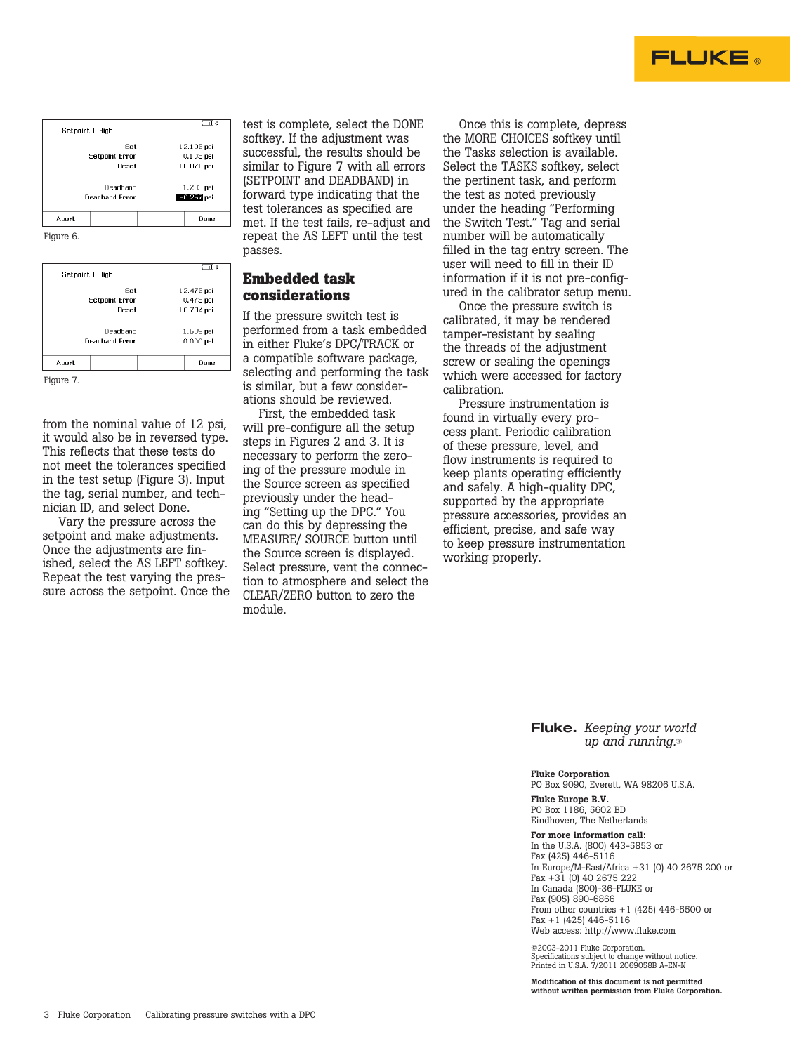| | |
|---|---|
| Setpoint 1 High | |
| Set | 12.103 psi |
| Setpoint Error | 0.103 psi |
| Reset | 10.870 psi |
| Deadband | 1.233 psi |
| Deadband Error | -0.267 psi |
| Abort | Done |

Figure 6.

| | |
|---|---|
| Setpoint 1 High | |
| Set | 12.473 psi |
| Setpoint Error | 0.473 psi |
| Reset | 10.784 psi |
| Deadband | 1.689 psi |
| Deadband Error | 0.000 psi |
| Abort | Done |

Figure 7.

from the nominal value of 12 psi, it would also be in reversed type. This reflects that these tests do not meet the tolerances specified in the test setup (Figure 3). Input the tag, serial number, and technician ID, and select Done.

Vary the pressure across the setpoint and make adjustments. Once the adjustments are finished, select the AS LEFT softkey. Repeat the test varying the pressure across the setpoint. Once the test is complete, select the DONE softkey. If the adjustment was successful, the results should be similar to Figure 7 with all errors (SETPOINT and DEADBAND) in forward type indicating that the test tolerances as specified are met. If the test fails, re-adjust and repeat the AS LEFT until the test passes.

## Embedded task considerations

If the pressure switch test is performed from a task embedded in either Fluke's DPC/TRACK or a compatible software package, selecting and performing the task is similar, but a few considerations should be reviewed.

First, the embedded task will pre-configure all the setup steps in Figures 2 and 3. It is necessary to perform the zeroing of the pressure module in the Source screen as specified previously under the heading "Setting up the DPC." You can do this by depressing the MEASURE/ SOURCE button until the Source screen is displayed. Select pressure, vent the connection to atmosphere and select the CLEAR/ZERO button to zero the module.

Once this is complete, depress the MORE CHOICES softkey until the Tasks selection is available. Select the TASKS softkey, select the pertinent task, and perform the test as noted previously under the heading "Performing the Switch Test." Tag and serial number will be automatically filled in the tag entry screen. The user will need to fill in their ID information if it is not pre-configured in the calibrator setup menu.

Once the pressure switch is calibrated, it may be rendered tamper-resistant by sealing the threads of the adjustment screw or sealing the openings which were accessed for factory calibration.

Pressure instrumentation is found in virtually every process plant. Periodic calibration of these pressure, level, and flow instruments is required to keep plants operating efficiently and safely. A high-quality DPC, supported by the appropriate pressure accessories, provides an efficient, precise, and safe way to keep pressure instrumentation working properly.

**Fluke.** *Keeping your world up and running.®*

**Fluke Corporation**
PO Box 9090, Everett, WA 98206 U.S.A.

**Fluke Europe B.V.**
PO Box 1186, 5602 BD
Eindhoven, The Netherlands

**For more information call:**
In the U.S.A. (800) 443-5853 or
Fax (425) 446-5116
In Europe/M-East/Africa +31 (0) 40 2675 200 or
Fax +31 (0) 40 2675 222
In Canada (800)-36-FLUKE or
Fax (905) 890-6866
From other countries +1 (425) 446-5500 or
Fax +1 (425) 446-5116
Web access: http://www.fluke.com

©2003-2011 Fluke Corporation.
Specifications subject to change without notice.
Printed in U.S.A. 7/2011 2069058B A-EN-N

**Modification of this document is not permitted without written permission from Fluke Corporation.**